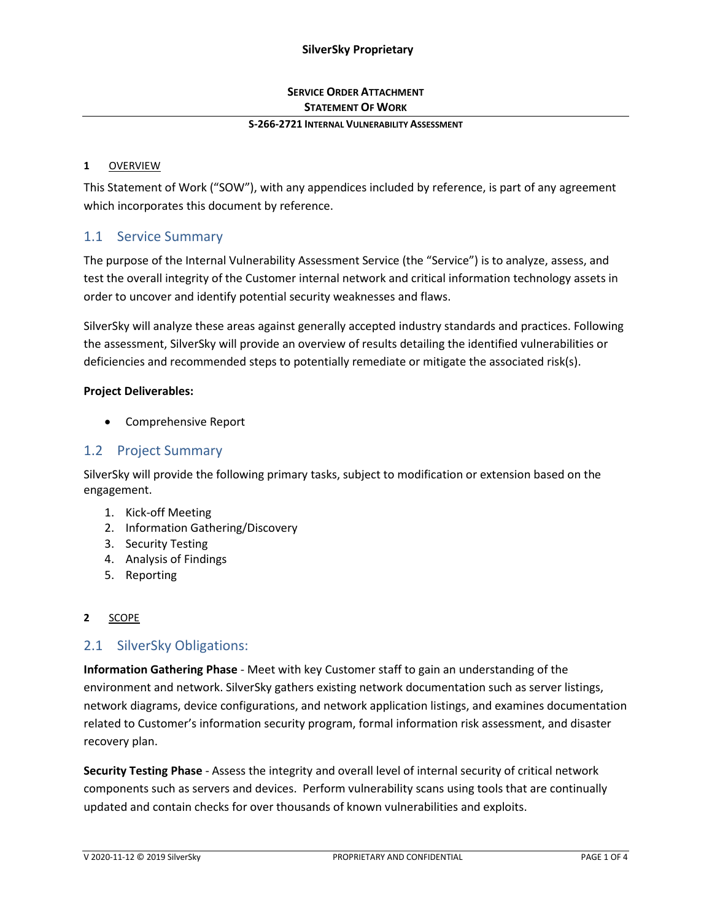**SERVICE ORDER ATTACHMENT**
**STATEMENT OF WORK**

**S-266-2721 INTERNAL VULNERABILITY ASSESSMENT**

# 1 OVERVIEW

This Statement of Work ("SOW"), with any appendices included by reference, is part of any agreement which incorporates this document by reference.

## 1.1 Service Summary

The purpose of the Internal Vulnerability Assessment Service (the "Service") is to analyze, assess, and test the overall integrity of the Customer internal network and critical information technology assets in order to uncover and identify potential security weaknesses and flaws.

SilverSky will analyze these areas against generally accepted industry standards and practices. Following the assessment, SilverSky will provide an overview of results detailing the identified vulnerabilities or deficiencies and recommended steps to potentially remediate or mitigate the associated risk(s).

**Project Deliverables:**

- Comprehensive Report

## 1.2 Project Summary

SilverSky will provide the following primary tasks, subject to modification or extension based on the engagement.

1. Kick-off Meeting
2. Information Gathering/Discovery
3. Security Testing
4. Analysis of Findings
5. Reporting

# 2 SCOPE

## 2.1 SilverSky Obligations:

**Information Gathering Phase** - Meet with key Customer staff to gain an understanding of the environment and network. SilverSky gathers existing network documentation such as server listings, network diagrams, device configurations, and network application listings, and examines documentation related to Customer's information security program, formal information risk assessment, and disaster recovery plan.

**Security Testing Phase** - Assess the integrity and overall level of internal security of critical network components such as servers and devices. Perform vulnerability scans using tools that are continually updated and contain checks for over thousands of known vulnerabilities and exploits.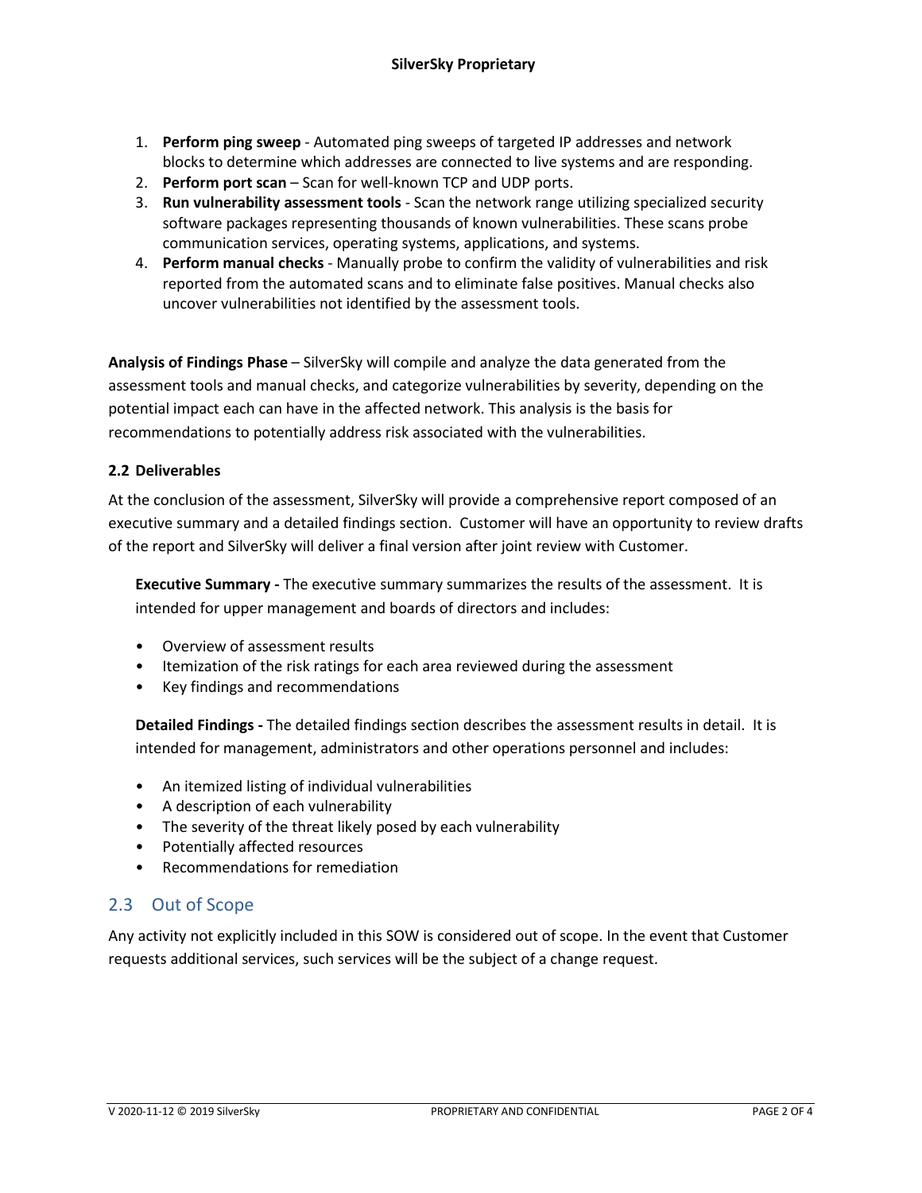1. **Perform ping sweep** - Automated ping sweeps of targeted IP addresses and network blocks to determine which addresses are connected to live systems and are responding.
2. **Perform port scan** – Scan for well-known TCP and UDP ports.
3. **Run vulnerability assessment tools** - Scan the network range utilizing specialized security software packages representing thousands of known vulnerabilities. These scans probe communication services, operating systems, applications, and systems.
4. **Perform manual checks** - Manually probe to confirm the validity of vulnerabilities and risk reported from the automated scans and to eliminate false positives. Manual checks also uncover vulnerabilities not identified by the assessment tools.

**Analysis of Findings Phase** – SilverSky will compile and analyze the data generated from the assessment tools and manual checks, and categorize vulnerabilities by severity, depending on the potential impact each can have in the affected network. This analysis is the basis for recommendations to potentially address risk associated with the vulnerabilities.

### 2.2 Deliverables

At the conclusion of the assessment, SilverSky will provide a comprehensive report composed of an executive summary and a detailed findings section. Customer will have an opportunity to review drafts of the report and SilverSky will deliver a final version after joint review with Customer.

**Executive Summary -** The executive summary summarizes the results of the assessment. It is intended for upper management and boards of directors and includes:

- Overview of assessment results
- Itemization of the risk ratings for each area reviewed during the assessment
- Key findings and recommendations

**Detailed Findings -** The detailed findings section describes the assessment results in detail. It is intended for management, administrators and other operations personnel and includes:

- An itemized listing of individual vulnerabilities
- A description of each vulnerability
- The severity of the threat likely posed by each vulnerability
- Potentially affected resources
- Recommendations for remediation

## 2.3 Out of Scope

Any activity not explicitly included in this SOW is considered out of scope. In the event that Customer requests additional services, such services will be the subject of a change request.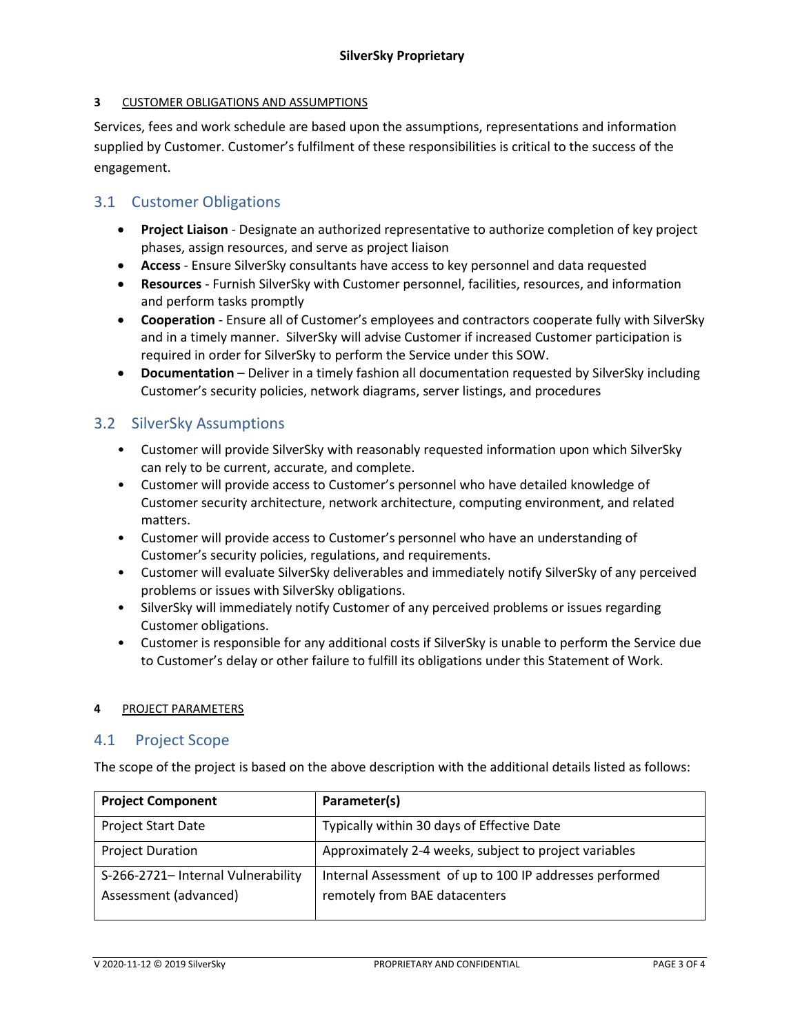## 3 CUSTOMER OBLIGATIONS AND ASSUMPTIONS

Services, fees and work schedule are based upon the assumptions, representations and information supplied by Customer. Customer's fulfilment of these responsibilities is critical to the success of the engagement.

### 3.1 Customer Obligations

- **Project Liaison** - Designate an authorized representative to authorize completion of key project phases, assign resources, and serve as project liaison
- **Access** - Ensure SilverSky consultants have access to key personnel and data requested
- **Resources** - Furnish SilverSky with Customer personnel, facilities, resources, and information and perform tasks promptly
- **Cooperation** - Ensure all of Customer's employees and contractors cooperate fully with SilverSky and in a timely manner. SilverSky will advise Customer if increased Customer participation is required in order for SilverSky to perform the Service under this SOW.
- **Documentation** – Deliver in a timely fashion all documentation requested by SilverSky including Customer's security policies, network diagrams, server listings, and procedures

### 3.2 SilverSky Assumptions

- Customer will provide SilverSky with reasonably requested information upon which SilverSky can rely to be current, accurate, and complete.
- Customer will provide access to Customer's personnel who have detailed knowledge of Customer security architecture, network architecture, computing environment, and related matters.
- Customer will provide access to Customer's personnel who have an understanding of Customer's security policies, regulations, and requirements.
- Customer will evaluate SilverSky deliverables and immediately notify SilverSky of any perceived problems or issues with SilverSky obligations.
- SilverSky will immediately notify Customer of any perceived problems or issues regarding Customer obligations.
- Customer is responsible for any additional costs if SilverSky is unable to perform the Service due to Customer's delay or other failure to fulfill its obligations under this Statement of Work.

## 4 PROJECT PARAMETERS

### 4.1 Project Scope

The scope of the project is based on the above description with the additional details listed as follows:

| Project Component | Parameter(s) |
| --- | --- |
| Project Start Date | Typically within 30 days of Effective Date |
| Project Duration | Approximately 2-4 weeks, subject to project variables |
| S-266-2721– Internal Vulnerability Assessment (advanced) | Internal Assessment of up to 100 IP addresses performed remotely from BAE datacenters |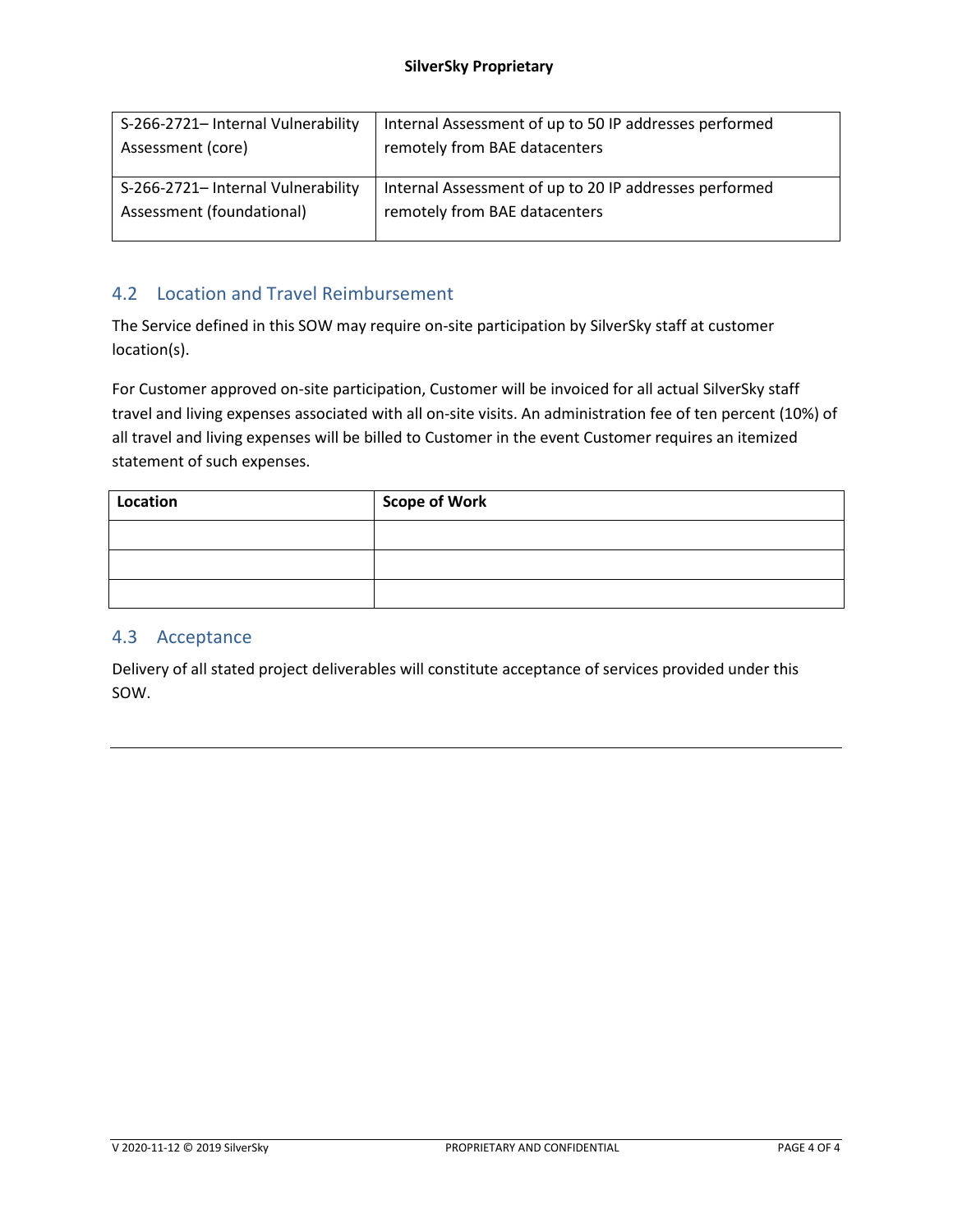| | |
|---|---|
| S-266-2721– Internal Vulnerability Assessment (core) | Internal Assessment of up to 50 IP addresses performed remotely from BAE datacenters |
| S-266-2721– Internal Vulnerability Assessment (foundational) | Internal Assessment of up to 20 IP addresses performed remotely from BAE datacenters |

## 4.2 Location and Travel Reimbursement

The Service defined in this SOW may require on-site participation by SilverSky staff at customer location(s).

For Customer approved on-site participation, Customer will be invoiced for all actual SilverSky staff travel and living expenses associated with all on-site visits. An administration fee of ten percent (10%) of all travel and living expenses will be billed to Customer in the event Customer requires an itemized statement of such expenses.

| Location | Scope of Work |
|---|---|
| | |
| | |
| | |

## 4.3 Acceptance

Delivery of all stated project deliverables will constitute acceptance of services provided under this SOW.